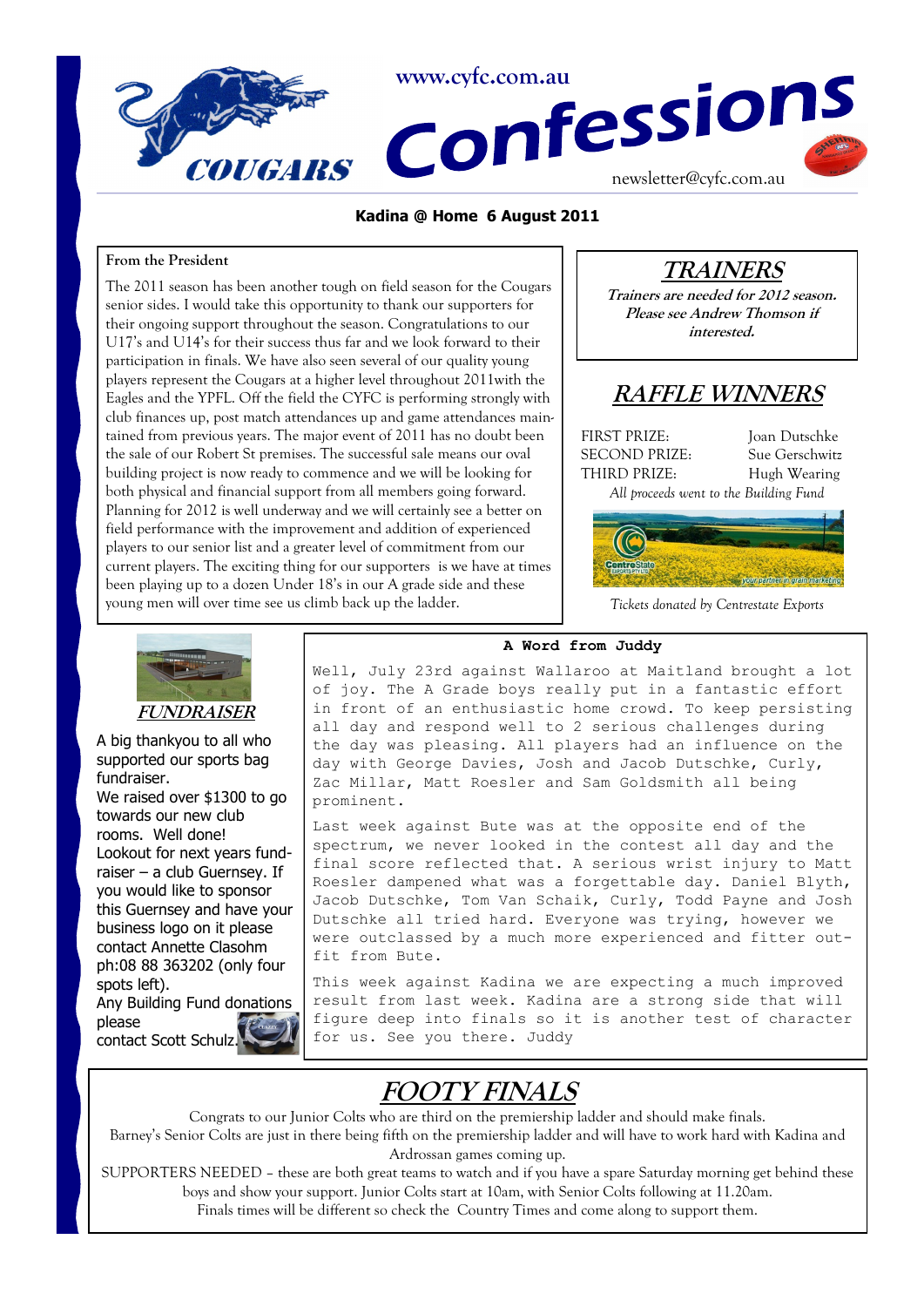www.cyfc.com.au

# Confessions

newsletter@cyfc.com.au

**Kadina @ Home 6 August 2011**

## From the President

The 2011 season has been another tough on field season for the Cougars senior sides. I would take this opportunity to thank our supporters for their ongoing support throughout the season. Congratulations to our U17's and U14's for their success thus far and we look forward to their participation in finals. We have also seen several of our quality young players represent the Cougars at a higher level throughout 2011with the Eagles and the YPFL. Off the field the CYFC is performing strongly with club finances up, post match attendances up and game attendances maintained from previous years. The major event of 2011 has no doubt been the sale of our Robert St premises. The successful sale means our oval building project is now ready to commence and we will be looking for both physical and financial support from all members going forward. Planning for 2012 is well underway and we will certainly see a better on field performance with the improvement and addition of experienced players to our senior list and a greater level of commitment from our current players. The exciting thing for our supporters is we have at times been playing up to a dozen Under 18's in our A grade side and these young men will over time see us climb back up the ladder.

## TRAINERS

*Trainers are needed for 2012 season. Please see Andrew Thomson if interested.*

## RAFFLE WINNERS

| | |
|---|---|
| FIRST PRIZE: | Joan Dutschke |
| SECOND PRIZE: | Sue Gerschwitz |
| THIRD PRIZE: | Hugh Wearing |

*All proceeds went to the Building Fund*

*Tickets donated by Centrestate Exports*

## FUNDRAISER

A big thankyou to all who supported our sports bag fundraiser.
We raised over $1300 to go towards our new club rooms. Well done!
Lookout for next years fundraiser – a club Guernsey. If you would like to sponsor this Guernsey and have your business logo on it please contact Annette Clasohm ph:08 88 363202 (only four spots left).
Any Building Fund donations please contact Scott Schulz.

## A Word from Judy

Well, July 23rd against Wallaroo at Maitland brought a lot of joy. The A Grade boys really put in a fantastic effort in front of an enthusiastic home crowd. To keep persisting all day and respond well to 2 serious challenges during the day was pleasing. All players had an influence on the day with George Davies, Josh and Jacob Dutschke, Curly, Zac Millar, Matt Roesler and Sam Goldsmith all being prominent.

Last week against Bute was at the opposite end of the spectrum, we never looked in the contest all day and the final score reflected that. A serious wrist injury to Matt Roesler dampened what was a forgettable day. Daniel Blyth, Jacob Dutschke, Tom Van Schaik, Curly, Todd Payne and Josh Dutschke all tried hard. Everyone was trying, however we were outclassed by a much more experienced and fitter outfit from Bute.

This week against Kadina we are expecting a much improved result from last week. Kadina are a strong side that will figure deep into finals so it is another test of character for us. See you there. Judy

## FOOTY FINALS

Congrats to our Junior Colts who are third on the premiership ladder and should make finals.
Barney's Senior Colts are just in there being fifth on the premiership ladder and will have to work hard with Kadina and Ardrossan games coming up.
SUPPORTERS NEEDED – these are both great teams to watch and if you have a spare Saturday morning get behind these boys and show your support. Junior Colts start at 10am, with Senior Colts following at 11.20am.
Finals times will be different so check the Country Times and come along to support them.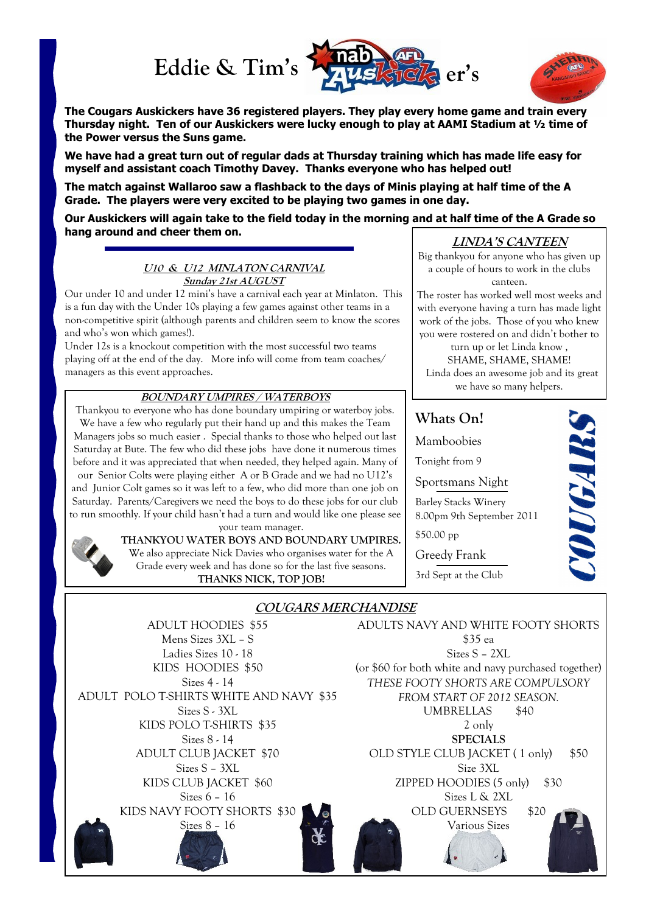# Eddie & Tim's Auskick er's

**The Cougars Auskickers have 36 registered players. They play every home game and train every Thursday night. Ten of our Auskickers were lucky enough to play at AAMI Stadium at ½ time of the Power versus the Suns game.**

**We have had a great turn out of regular dads at Thursday training which has made life easy for myself and assistant coach Timothy Davey. Thanks everyone who has helped out!**

**The match against Wallaroo saw a flashback to the days of Minis playing at half time of the A Grade. The players were very excited to be playing two games in one day.**

**Our Auskickers will again take to the field today in the morning and at half time of the A Grade so hang around and cheer them on.**

### *U10 & U12 MINLATON CARNIVAL*
### *Sunday 21st AUGUST*

Our under 10 and under 12 mini's have a carnival each year at Minlaton. This is a fun day with the Under 10s playing a few games against other teams in a non-competitive spirit (although parents and children seem to know the scores and who's won which games!).
Under 12s is a knockout competition with the most successful two teams playing off at the end of the day. More info will come from team coaches/ managers as this event approaches.

### *BOUNDARY UMPIRES / WATERBOYS*

Thankyou to everyone who has done boundary umpiring or waterboy jobs. We have a few who regularly put their hand up and this makes the Team Managers jobs so much easier . Special thanks to those who helped out last Saturday at Bute. The few who did these jobs have done it numerous times before and it was appreciated that when needed, they helped again. Many of our Senior Colts were playing either A or B Grade and we had no U12's and Junior Colt games so it was left to a few, who did more than one job on Saturday. Parents/Caregivers we need the boys to do these jobs for our club to run smoothly. If your child hasn't had a turn and would like one please see your team manager.

THANKYOU WATER BOYS AND BOUNDARY UMPIRES.
We also appreciate Nick Davies who organises water for the A Grade every week and has done so for the last five seasons.
THANKS NICK, TOP JOB!

### *LINDA'S CANTEEN*

Big thankyou for anyone who has given up a couple of hours to work in the clubs canteen.
The roster has worked well most weeks and with everyone having a turn has made light work of the jobs. Those of you who knew you were rostered on and didn't bother to turn up or let Linda know ,
SHAME, SHAME, SHAME!
Linda does an awesome job and its great we have so many helpers.

## Whats On!

Mamboobies
Tonight from 9

Sportsmans Night
Barley Stacks Winery
8.00pm 9th September 2011
$50.00 pp

Greedy Frank
3rd Sept at the Club

COUGARS

### *COUGARS MERCHANDISE*

ADULT HOODIES $55
Mens Sizes 3XL – S
Ladies Sizes 10 - 18
KIDS HOODIES $50
Sizes 4 - 14
ADULT POLO T-SHIRTS WHITE AND NAVY $35
Sizes S - 3XL
KIDS POLO T-SHIRTS $35
Sizes 8 - 14
ADULT CLUB JACKET $70
Sizes S – 3XL
KIDS CLUB JACKET $60
Sizes 6 – 16
KIDS NAVY FOOTY SHORTS $30
Sizes 8 – 16

ADULTS NAVY AND WHITE FOOTY SHORTS
$35 ea
Sizes S – 2XL
(or $60 for both white and navy purchased together)
*THESE FOOTY SHORTS ARE COMPULSORY FROM START OF 2012 SEASON.*
UMBRELLAS $40
2 only
**SPECIALS**
OLD STYLE CLUB JACKET ( 1 only) $50
Size 3XL
ZIPPED HOODIES (5 only) $30
Sizes L & 2XL
OLD GUERNSEYS $20
Various Sizes